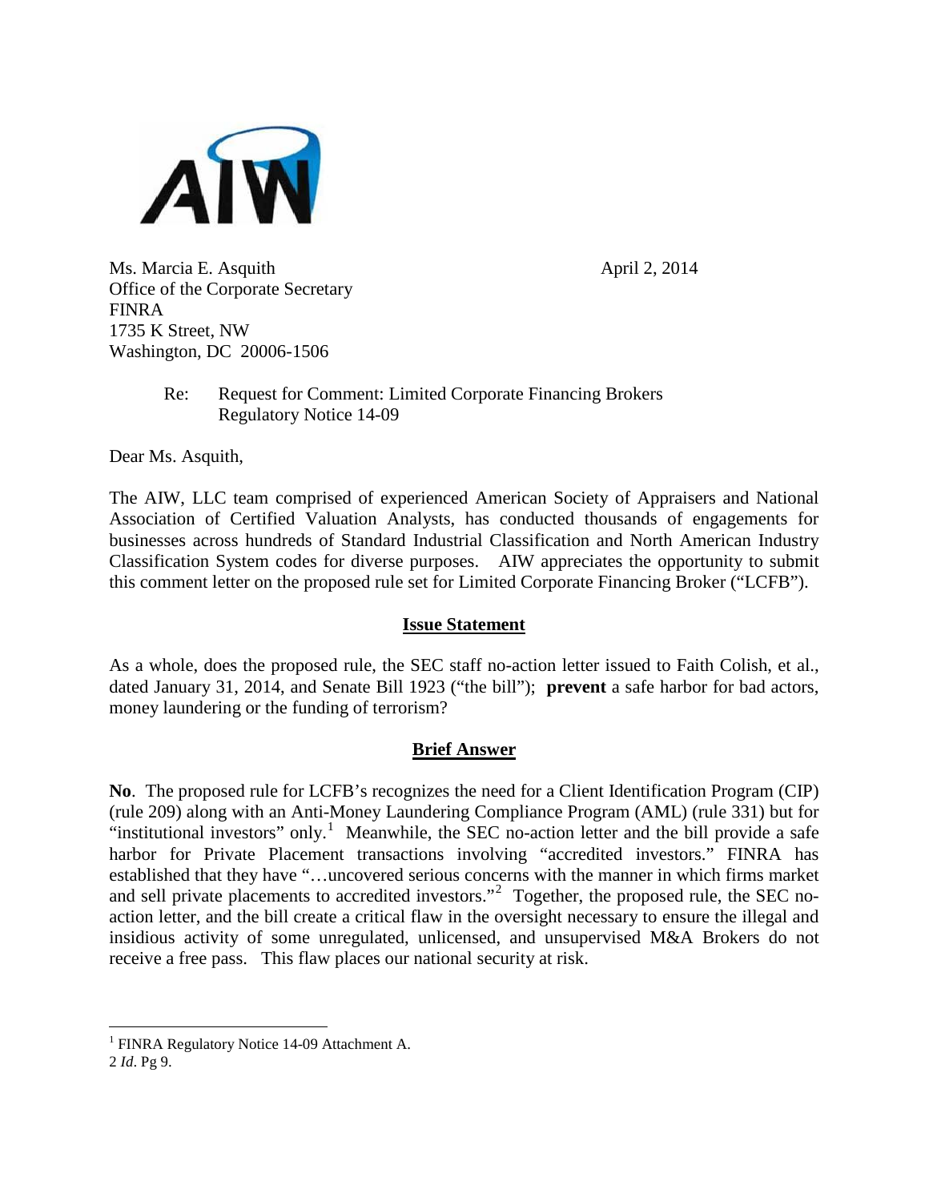AIW

Ms. Marcia E. Asquith
Office of the Corporate Secretary
FINRA
1735 K Street, NW
Washington, DC 20006-1506

April 2, 2014

Re: Request for Comment: Limited Corporate Financing Brokers
Regulatory Notice 14-09

Dear Ms. Asquith,

The AIW, LLC team comprised of experienced American Society of Appraisers and National Association of Certified Valuation Analysts, has conducted thousands of engagements for businesses across hundreds of Standard Industrial Classification and North American Industry Classification System codes for diverse purposes. AIW appreciates the opportunity to submit this comment letter on the proposed rule set for Limited Corporate Financing Broker ("LCFB").

## Issue Statement

As a whole, does the proposed rule, the SEC staff no-action letter issued to Faith Colish, et al., dated January 31, 2014, and Senate Bill 1923 ("the bill"); **prevent** a safe harbor for bad actors, money laundering or the funding of terrorism?

## Brief Answer

**No**. The proposed rule for LCFB's recognizes the need for a Client Identification Program (CIP) (rule 209) along with an Anti-Money Laundering Compliance Program (AML) (rule 331) but for "institutional investors" only.[1] Meanwhile, the SEC no-action letter and the bill provide a safe harbor for Private Placement transactions involving "accredited investors." FINRA has established that they have "…uncovered serious concerns with the manner in which firms market and sell private placements to accredited investors."[2] Together, the proposed rule, the SEC no-action letter, and the bill create a critical flaw in the oversight necessary to ensure the illegal and insidious activity of some unregulated, unlicensed, and unsupervised M&A Brokers do not receive a free pass. This flaw places our national security at risk.

---

[1] FINRA Regulatory Notice 14-09 Attachment A.

[2] *Id*. Pg 9.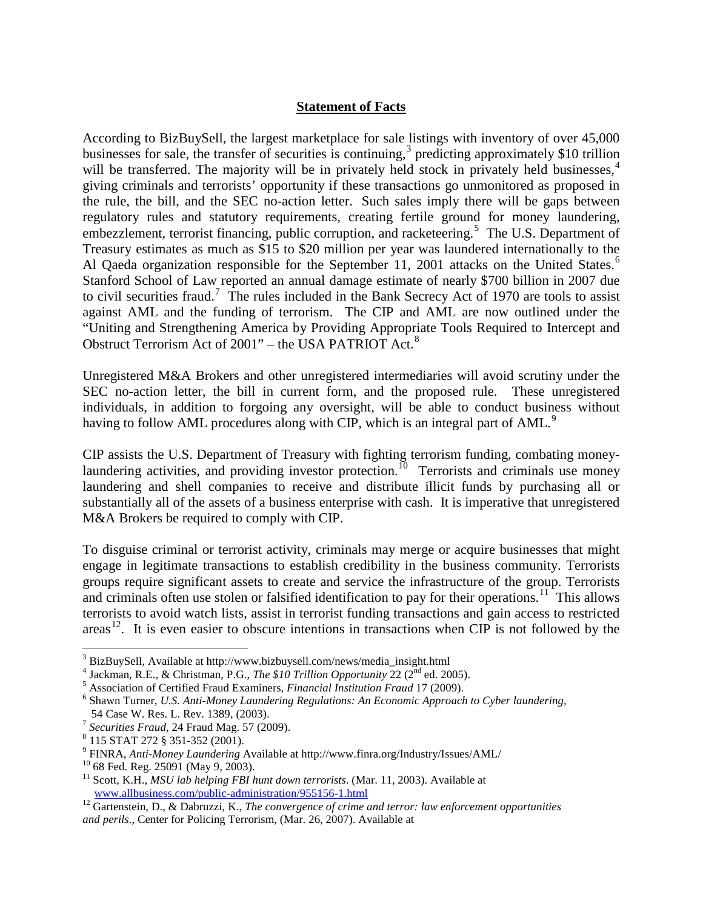## **Statement of Facts**

According to BizBuySell, the largest marketplace for sale listings with inventory of over 45,000 businesses for sale, the transfer of securities is continuing,[3] predicting approximately $10 trillion will be transferred. The majority will be in privately held stock in privately held businesses,[4] giving criminals and terrorists' opportunity if these transactions go unmonitored as proposed in the rule, the bill, and the SEC no-action letter. Such sales imply there will be gaps between regulatory rules and statutory requirements, creating fertile ground for money laundering, embezzlement, terrorist financing, public corruption, and racketeering.[5] The U.S. Department of Treasury estimates as much as $15 to $20 million per year was laundered internationally to the Al Qaeda organization responsible for the September 11, 2001 attacks on the United States.[6] Stanford School of Law reported an annual damage estimate of nearly $700 billion in 2007 due to civil securities fraud.[7] The rules included in the Bank Secrecy Act of 1970 are tools to assist against AML and the funding of terrorism. The CIP and AML are now outlined under the "Uniting and Strengthening America by Providing Appropriate Tools Required to Intercept and Obstruct Terrorism Act of 2001" – the USA PATRIOT Act.[8]

Unregistered M&A Brokers and other unregistered intermediaries will avoid scrutiny under the SEC no-action letter, the bill in current form, and the proposed rule. These unregistered individuals, in addition to forgoing any oversight, will be able to conduct business without having to follow AML procedures along with CIP, which is an integral part of AML.[9]

CIP assists the U.S. Department of Treasury with fighting terrorism funding, combating money-laundering activities, and providing investor protection.[10] Terrorists and criminals use money laundering and shell companies to receive and distribute illicit funds by purchasing all or substantially all of the assets of a business enterprise with cash. It is imperative that unregistered M&A Brokers be required to comply with CIP.

To disguise criminal or terrorist activity, criminals may merge or acquire businesses that might engage in legitimate transactions to establish credibility in the business community. Terrorists groups require significant assets to create and service the infrastructure of the group. Terrorists and criminals often use stolen or falsified identification to pay for their operations.[11] This allows terrorists to avoid watch lists, assist in terrorist funding transactions and gain access to restricted areas[12]. It is even easier to obscure intentions in transactions when CIP is not followed by the

---

[3] BizBuySell, Available at http://www.bizbuysell.com/news/media_insight.html

[4] Jackman, R.E., & Christman, P.G., *The $10 Trillion Opportunity* 22 (2nd ed. 2005).

[5] Association of Certified Fraud Examiners, *Financial Institution Fraud* 17 (2009).

[6] Shawn Turner, *U.S. Anti-Money Laundering Regulations: An Economic Approach to Cyber laundering*, 54 Case W. Res. L. Rev. 1389, (2003).

[7] *Securities Fraud*, 24 Fraud Mag. 57 (2009).

[8] 115 STAT 272 § 351-352 (2001).

[9] FINRA, *Anti-Money Laundering* Available at http://www.finra.org/Industry/Issues/AML/

[10] 68 Fed. Reg. 25091 (May 9, 2003).

[11] Scott, K.H., *MSU lab helping FBI hunt down terrorists*. (Mar. 11, 2003). Available at www.allbusiness.com/public-administration/955156-1.html

[12] Gartenstein, D., & Dabruzzi, K., *The convergence of crime and terror: law enforcement opportunities and perils.*, Center for Policing Terrorism, (Mar. 26, 2007). Available at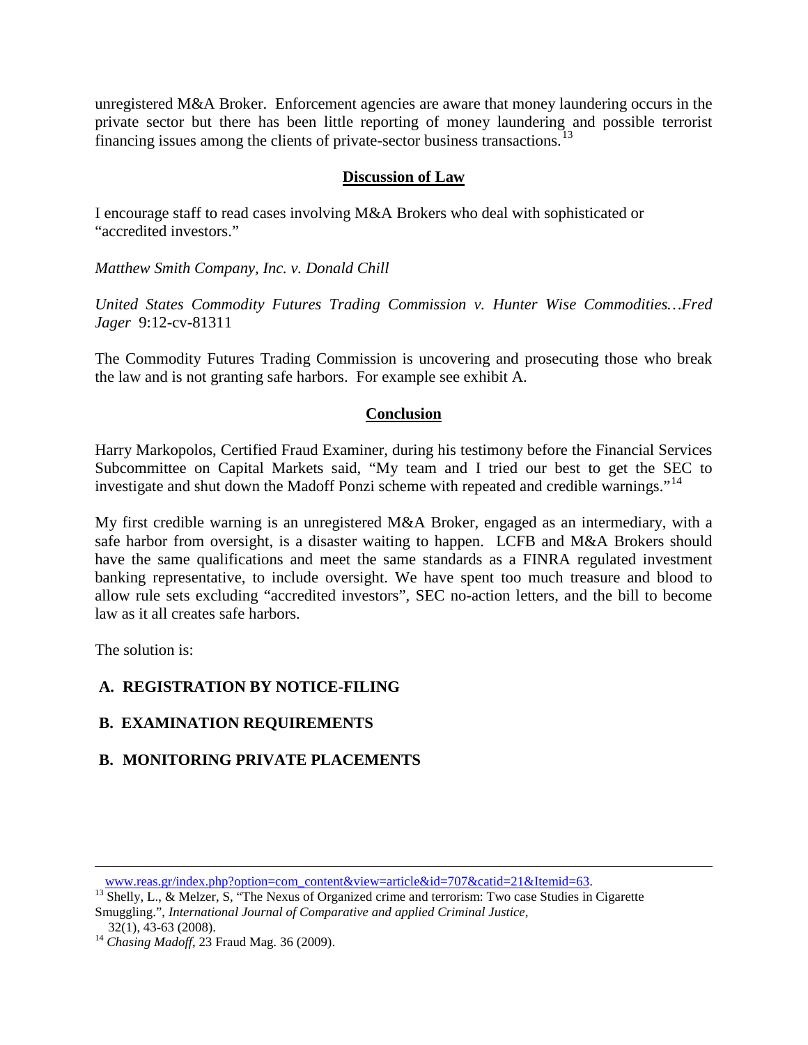unregistered M&A Broker. Enforcement agencies are aware that money laundering occurs in the private sector but there has been little reporting of money laundering and possible terrorist financing issues among the clients of private-sector business transactions.[13]

## Discussion of Law

I encourage staff to read cases involving M&A Brokers who deal with sophisticated or "accredited investors."

*Matthew Smith Company, Inc. v. Donald Chill*

*United States Commodity Futures Trading Commission v. Hunter Wise Commodities…Fred Jager* 9:12-cv-81311

The Commodity Futures Trading Commission is uncovering and prosecuting those who break the law and is not granting safe harbors. For example see exhibit A.

## Conclusion

Harry Markopolos, Certified Fraud Examiner, during his testimony before the Financial Services Subcommittee on Capital Markets said, "My team and I tried our best to get the SEC to investigate and shut down the Madoff Ponzi scheme with repeated and credible warnings."[14]

My first credible warning is an unregistered M&A Broker, engaged as an intermediary, with a safe harbor from oversight, is a disaster waiting to happen. LCFB and M&A Brokers should have the same qualifications and meet the same standards as a FINRA regulated investment banking representative, to include oversight. We have spent too much treasure and blood to allow rule sets excluding "accredited investors", SEC no-action letters, and the bill to become law as it all creates safe harbors.

The solution is:

**A. REGISTRATION BY NOTICE-FILING**

**B. EXAMINATION REQUIREMENTS**

**B. MONITORING PRIVATE PLACEMENTS**

---

www.reas.gr/index.php?option=com_content&view=article&id=707&catid=21&Itemid=63.

[13] Shelly, L., & Melzer, S, "The Nexus of Organized crime and terrorism: Two case Studies in Cigarette Smuggling.", *International Journal of Comparative and applied Criminal Justice*, 32(1), 43-63 (2008).

[14] *Chasing Madoff*, 23 Fraud Mag. 36 (2009).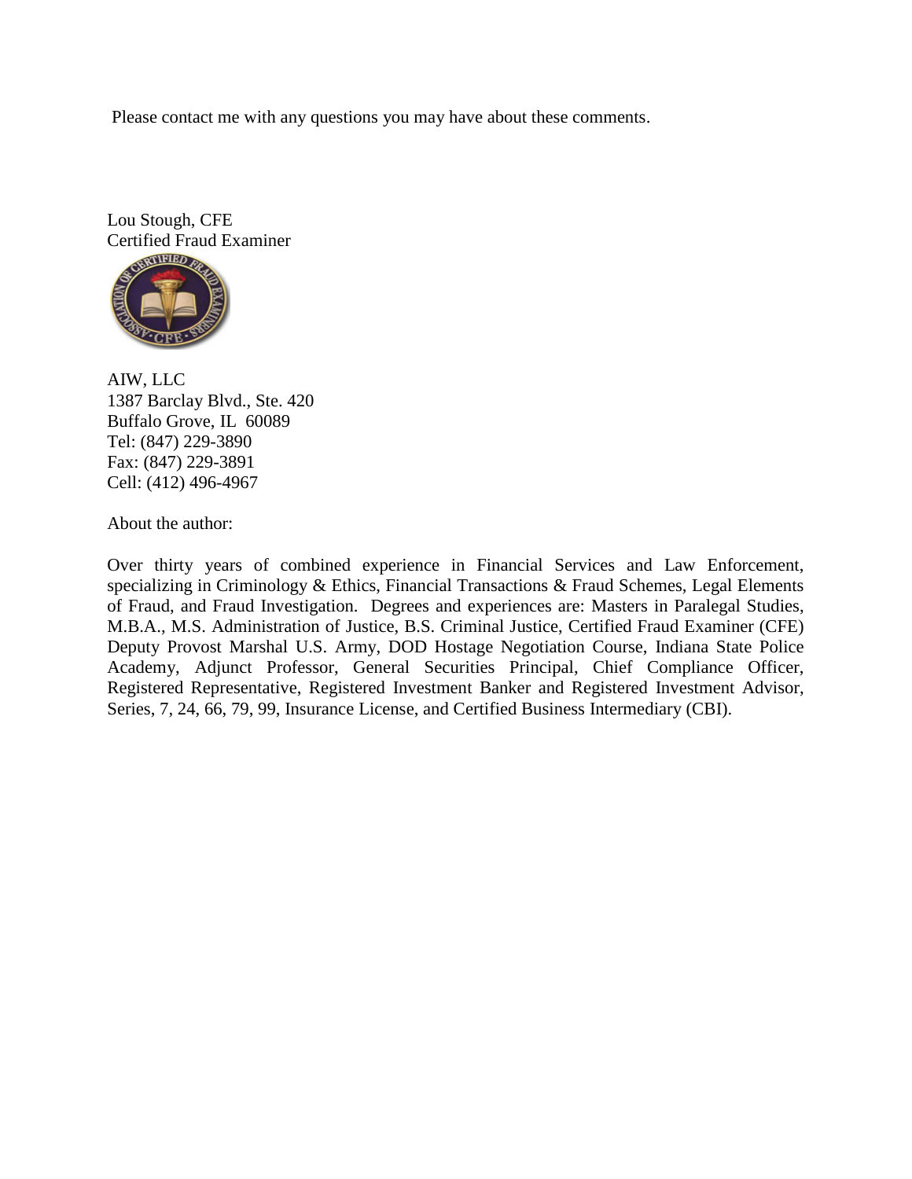Please contact me with any questions you may have about these comments.

Lou Stough, CFE
Certified Fraud Examiner

AIW, LLC
1387 Barclay Blvd., Ste. 420
Buffalo Grove, IL 60089
Tel: (847) 229-3890
Fax: (847) 229-3891
Cell: (412) 496-4967

About the author:

Over thirty years of combined experience in Financial Services and Law Enforcement, specializing in Criminology & Ethics, Financial Transactions & Fraud Schemes, Legal Elements of Fraud, and Fraud Investigation. Degrees and experiences are: Masters in Paralegal Studies, M.B.A., M.S. Administration of Justice, B.S. Criminal Justice, Certified Fraud Examiner (CFE) Deputy Provost Marshal U.S. Army, DOD Hostage Negotiation Course, Indiana State Police Academy, Adjunct Professor, General Securities Principal, Chief Compliance Officer, Registered Representative, Registered Investment Banker and Registered Investment Advisor, Series, 7, 24, 66, 79, 99, Insurance License, and Certified Business Intermediary (CBI).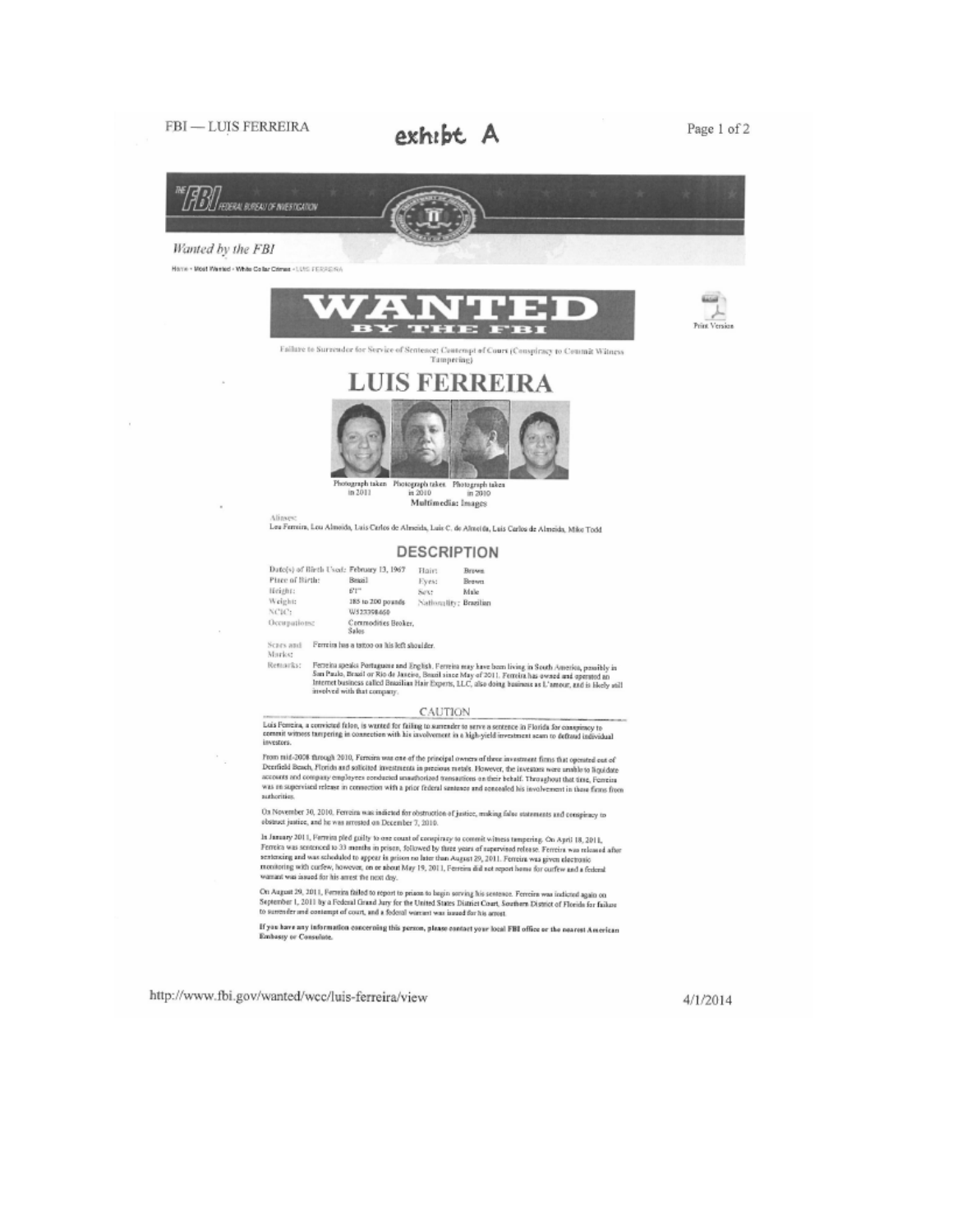exhbt A

*Wanted by the FBI*

Home - Most Wanted - White Collar Crimes - LUIS FERREIRA

# WANTED BY THE FBI

Failure to Surrender for Service of Sentence; Contempt of Court (Conspiracy to Commit Witness Tampering)

# LUIS FERREIRA

Photograph taken in 2011 | Photograph taken in 2010 | Photograph taken in 2010

**Multimedia:** Images

Aliases:
Lou Ferreira, Lou Almeida, Luis Carlos de Almeida, Luis C. de Almeida, Luis Carlos de Almeida, Mike Todd

## DESCRIPTION

| | | | |
|---|---|---|---|
| Date(s) of Birth Used: | February 13, 1967 | Hair: | Brown |
| Place of Birth: | Brazil | Eyes: | Brown |
| Height: | 6'1" | Sex: | Male |
| Weight: | 185 to 200 pounds | Nationality: | Brazilian |
| NCIC: | W523398460 | | |
| Occupations: | Commodities Broker, Sales | | |

Scars and Marks: Ferreira has a tattoo on his left shoulder.

Remarks: Ferreira speaks Portuguese and English. Ferreira may have been living in South America, possibly in Sao Paulo, Brazil or Rio de Janeiro, Brazil since May of 2011. Ferreira has owned and operated an Internet business called Brazilian Hair Experts, LLC, also doing business as L'amour, and is likely still involved with that company.

## CAUTION

Luis Ferreira, a convicted felon, is wanted for failing to surrender to serve a sentence in Florida for conspiracy to commit witness tampering in connection with his involvement in a high-yield investment scam to defraud individual investors.

From mid-2008 through 2010, Ferreira was one of the principal owners of three investment firms that operated out of Deerfield Beach, Florida and solicited investments in precious metals. However, the investors were unable to liquidate accounts and company employees conducted unauthorized transactions on their behalf. Throughout that time, Ferreira was on supervised release in connection with a prior federal sentence and concealed his involvement in those firms from authorities.

On November 30, 2010, Ferreira was indicted for obstruction of justice, making false statements and conspiracy to obstruct justice, and he was arrested on December 7, 2010.

In January 2011, Ferreira pled guilty to one count of conspiracy to commit witness tampering. On April 18, 2011, Ferreira was sentenced to 33 months in prison, followed by three years of supervised release. Ferreira was released after sentencing and was scheduled to appear in prison no later than August 29, 2011. Ferreira was given electronic monitoring with curfew, however, on or about May 19, 2011, Ferreira did not report home for curfew and a federal warrant was issued for his arrest the next day.

On August 29, 2011, Ferreira failed to report to prison to begin serving his sentence. Ferreira was indicted again on September 1, 2011 by a Federal Grand Jury for the United States District Court, Southern District of Florida for failure to surrender and contempt of court, and a federal warrant was issued for his arrest.

**If you have any information concerning this person, please contact your local FBI office or the nearest American Embassy or Consulate.**

http://www.fbi.gov/wanted/wcc/luis-ferreira/view

4/1/2014